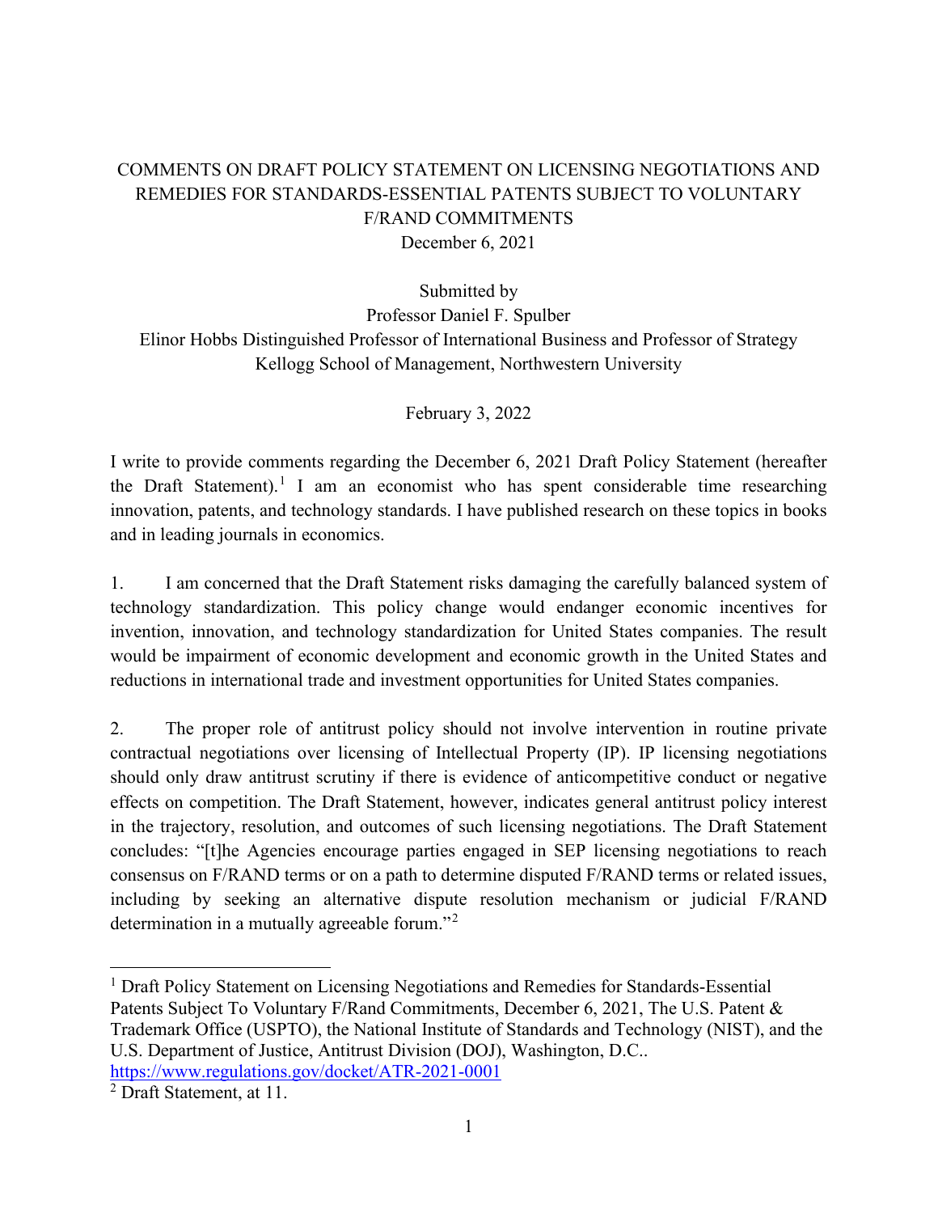# COMMENTS ON DRAFT POLICY STATEMENT ON LICENSING NEGOTIATIONS AND REMEDIES FOR STANDARDS-ESSENTIAL PATENTS SUBJECT TO VOLUNTARY F/RAND COMMITMENTS

December 6, 2021

Submitted by

Professor Daniel F. Spulber

Elinor Hobbs Distinguished Professor of International Business and Professor of Strategy
Kellogg School of Management, Northwestern University

February 3, 2022

I write to provide comments regarding the December 6, 2021 Draft Policy Statement (hereafter the Draft Statement).[1] I am an economist who has spent considerable time researching innovation, patents, and technology standards. I have published research on these topics in books and in leading journals in economics.

1. I am concerned that the Draft Statement risks damaging the carefully balanced system of technology standardization. This policy change would endanger economic incentives for invention, innovation, and technology standardization for United States companies. The result would be impairment of economic development and economic growth in the United States and reductions in international trade and investment opportunities for United States companies.

2. The proper role of antitrust policy should not involve intervention in routine private contractual negotiations over licensing of Intellectual Property (IP). IP licensing negotiations should only draw antitrust scrutiny if there is evidence of anticompetitive conduct or negative effects on competition. The Draft Statement, however, indicates general antitrust policy interest in the trajectory, resolution, and outcomes of such licensing negotiations. The Draft Statement concludes: "[t]he Agencies encourage parties engaged in SEP licensing negotiations to reach consensus on F/RAND terms or on a path to determine disputed F/RAND terms or related issues, including by seeking an alternative dispute resolution mechanism or judicial F/RAND determination in a mutually agreeable forum."[2]

---

[1] Draft Policy Statement on Licensing Negotiations and Remedies for Standards-Essential Patents Subject To Voluntary F/Rand Commitments, December 6, 2021, The U.S. Patent & Trademark Office (USPTO), the National Institute of Standards and Technology (NIST), and the U.S. Department of Justice, Antitrust Division (DOJ), Washington, D.C.. https://www.regulations.gov/docket/ATR-2021-0001

[2] Draft Statement, at 11.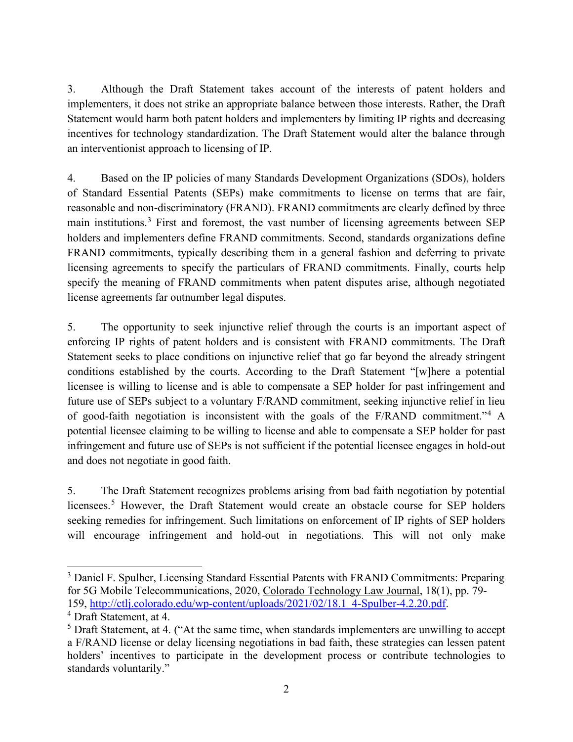3. Although the Draft Statement takes account of the interests of patent holders and implementers, it does not strike an appropriate balance between those interests. Rather, the Draft Statement would harm both patent holders and implementers by limiting IP rights and decreasing incentives for technology standardization. The Draft Statement would alter the balance through an interventionist approach to licensing of IP.

4. Based on the IP policies of many Standards Development Organizations (SDOs), holders of Standard Essential Patents (SEPs) make commitments to license on terms that are fair, reasonable and non-discriminatory (FRAND). FRAND commitments are clearly defined by three main institutions.[3] First and foremost, the vast number of licensing agreements between SEP holders and implementers define FRAND commitments. Second, standards organizations define FRAND commitments, typically describing them in a general fashion and deferring to private licensing agreements to specify the particulars of FRAND commitments. Finally, courts help specify the meaning of FRAND commitments when patent disputes arise, although negotiated license agreements far outnumber legal disputes.

5. The opportunity to seek injunctive relief through the courts is an important aspect of enforcing IP rights of patent holders and is consistent with FRAND commitments. The Draft Statement seeks to place conditions on injunctive relief that go far beyond the already stringent conditions established by the courts. According to the Draft Statement "[w]here a potential licensee is willing to license and is able to compensate a SEP holder for past infringement and future use of SEPs subject to a voluntary F/RAND commitment, seeking injunctive relief in lieu of good-faith negotiation is inconsistent with the goals of the F/RAND commitment."[4] A potential licensee claiming to be willing to license and able to compensate a SEP holder for past infringement and future use of SEPs is not sufficient if the potential licensee engages in hold-out and does not negotiate in good faith.

5. The Draft Statement recognizes problems arising from bad faith negotiation by potential licensees.[5] However, the Draft Statement would create an obstacle course for SEP holders seeking remedies for infringement. Such limitations on enforcement of IP rights of SEP holders will encourage infringement and hold-out in negotiations. This will not only make

---

[3] Daniel F. Spulber, Licensing Standard Essential Patents with FRAND Commitments: Preparing for 5G Mobile Telecommunications, 2020, Colorado Technology Law Journal, 18(1), pp. 79-159, http://ctlj.colorado.edu/wp-content/uploads/2021/02/18.1_4-Spulber-4.2.20.pdf.

[4] Draft Statement, at 4.

[5] Draft Statement, at 4. ("At the same time, when standards implementers are unwilling to accept a F/RAND license or delay licensing negotiations in bad faith, these strategies can lessen patent holders' incentives to participate in the development process or contribute technologies to standards voluntarily."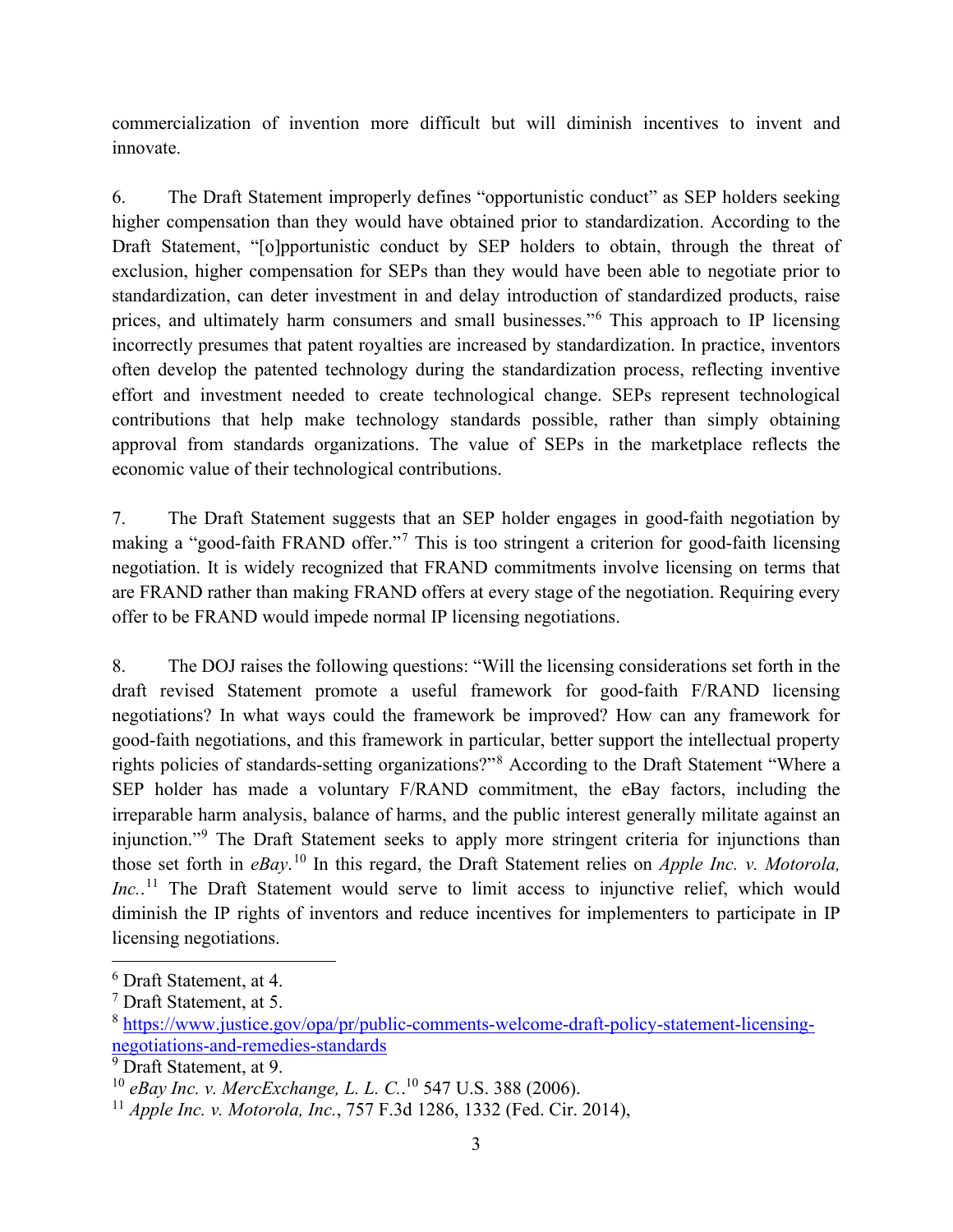commercialization of invention more difficult but will diminish incentives to invent and innovate.

6. The Draft Statement improperly defines "opportunistic conduct" as SEP holders seeking higher compensation than they would have obtained prior to standardization. According to the Draft Statement, "[o]pportunistic conduct by SEP holders to obtain, through the threat of exclusion, higher compensation for SEPs than they would have been able to negotiate prior to standardization, can deter investment in and delay introduction of standardized products, raise prices, and ultimately harm consumers and small businesses."[6] This approach to IP licensing incorrectly presumes that patent royalties are increased by standardization. In practice, inventors often develop the patented technology during the standardization process, reflecting inventive effort and investment needed to create technological change. SEPs represent technological contributions that help make technology standards possible, rather than simply obtaining approval from standards organizations. The value of SEPs in the marketplace reflects the economic value of their technological contributions.

7. The Draft Statement suggests that an SEP holder engages in good-faith negotiation by making a "good-faith FRAND offer."[7] This is too stringent a criterion for good-faith licensing negotiation. It is widely recognized that FRAND commitments involve licensing on terms that are FRAND rather than making FRAND offers at every stage of the negotiation. Requiring every offer to be FRAND would impede normal IP licensing negotiations.

8. The DOJ raises the following questions: "Will the licensing considerations set forth in the draft revised Statement promote a useful framework for good-faith F/RAND licensing negotiations? In what ways could the framework be improved? How can any framework for good-faith negotiations, and this framework in particular, better support the intellectual property rights policies of standards-setting organizations?"[8] According to the Draft Statement "Where a SEP holder has made a voluntary F/RAND commitment, the eBay factors, including the irreparable harm analysis, balance of harms, and the public interest generally militate against an injunction."[9] The Draft Statement seeks to apply more stringent criteria for injunctions than those set forth in *eBay*.[10] In this regard, the Draft Statement relies on *Apple Inc. v. Motorola, Inc.*.[11] The Draft Statement would serve to limit access to injunctive relief, which would diminish the IP rights of inventors and reduce incentives for implementers to participate in IP licensing negotiations.

---

[6] Draft Statement, at 4.

[7] Draft Statement, at 5.

[8] https://www.justice.gov/opa/pr/public-comments-welcome-draft-policy-statement-licensing-negotiations-and-remedies-standards

[9] Draft Statement, at 9.

[10] *eBay Inc. v. MercExchange, L. L. C.*.[10] 547 U.S. 388 (2006).

[11] *Apple Inc. v. Motorola, Inc.*, 757 F.3d 1286, 1332 (Fed. Cir. 2014),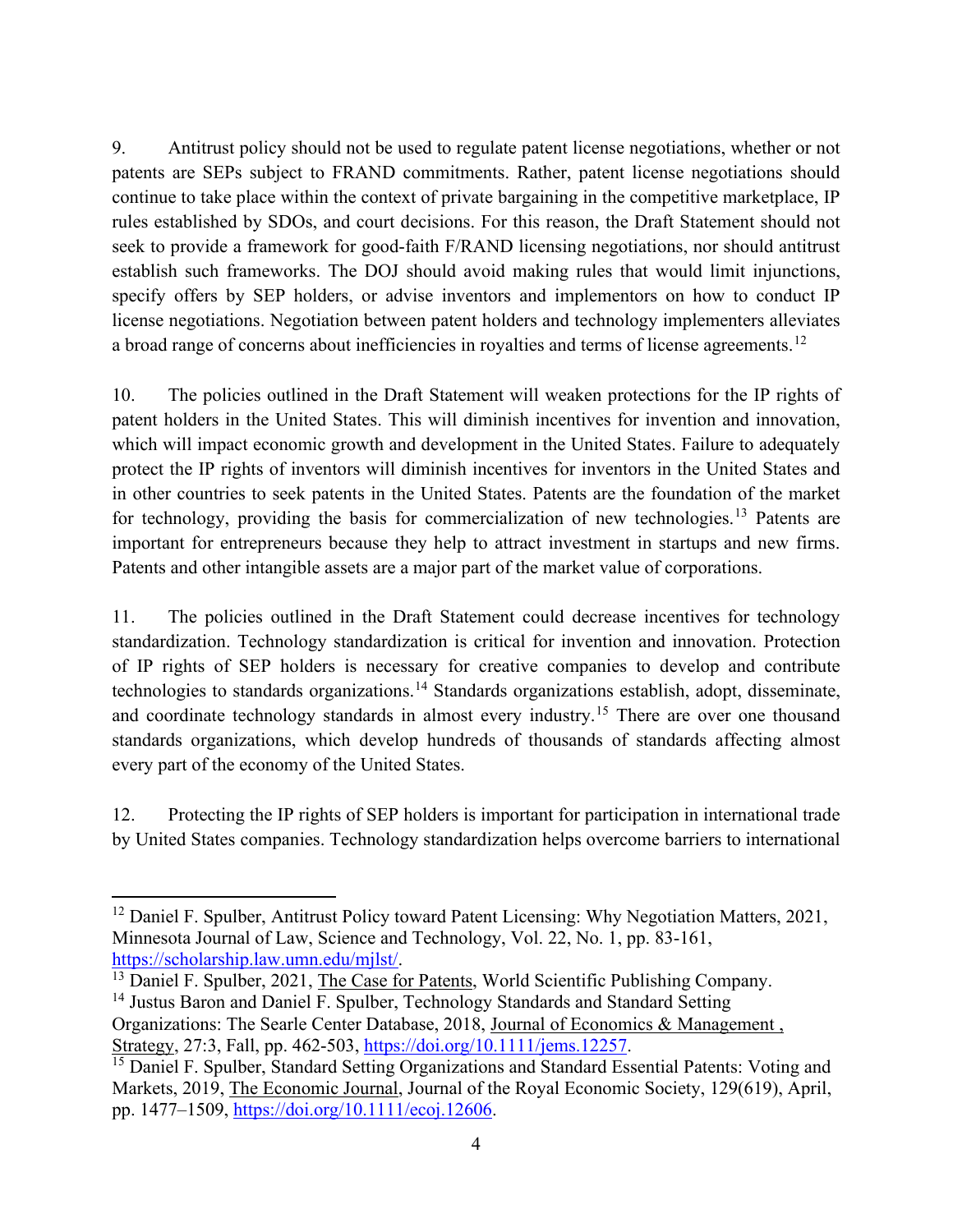9. Antitrust policy should not be used to regulate patent license negotiations, whether or not patents are SEPs subject to FRAND commitments. Rather, patent license negotiations should continue to take place within the context of private bargaining in the competitive marketplace, IP rules established by SDOs, and court decisions. For this reason, the Draft Statement should not seek to provide a framework for good-faith F/RAND licensing negotiations, nor should antitrust establish such frameworks. The DOJ should avoid making rules that would limit injunctions, specify offers by SEP holders, or advise inventors and implementors on how to conduct IP license negotiations. Negotiation between patent holders and technology implementers alleviates a broad range of concerns about inefficiencies in royalties and terms of license agreements.[12]

10. The policies outlined in the Draft Statement will weaken protections for the IP rights of patent holders in the United States. This will diminish incentives for invention and innovation, which will impact economic growth and development in the United States. Failure to adequately protect the IP rights of inventors will diminish incentives for inventors in the United States and in other countries to seek patents in the United States. Patents are the foundation of the market for technology, providing the basis for commercialization of new technologies.[13] Patents are important for entrepreneurs because they help to attract investment in startups and new firms. Patents and other intangible assets are a major part of the market value of corporations.

11. The policies outlined in the Draft Statement could decrease incentives for technology standardization. Technology standardization is critical for invention and innovation. Protection of IP rights of SEP holders is necessary for creative companies to develop and contribute technologies to standards organizations.[14] Standards organizations establish, adopt, disseminate, and coordinate technology standards in almost every industry.[15] There are over one thousand standards organizations, which develop hundreds of thousands of standards affecting almost every part of the economy of the United States.

12. Protecting the IP rights of SEP holders is important for participation in international trade by United States companies. Technology standardization helps overcome barriers to international

---

[12] Daniel F. Spulber, Antitrust Policy toward Patent Licensing: Why Negotiation Matters, 2021, Minnesota Journal of Law, Science and Technology, Vol. 22, No. 1, pp. 83-161, https://scholarship.law.umn.edu/mjlst/.

[13] Daniel F. Spulber, 2021, The Case for Patents, World Scientific Publishing Company.

[14] Justus Baron and Daniel F. Spulber, Technology Standards and Standard Setting Organizations: The Searle Center Database, 2018, Journal of Economics & Management , Strategy, 27:3, Fall, pp. 462-503, https://doi.org/10.1111/jems.12257.

[15] Daniel F. Spulber, Standard Setting Organizations and Standard Essential Patents: Voting and Markets, 2019, The Economic Journal, Journal of the Royal Economic Society, 129(619), April, pp. 1477–1509, https://doi.org/10.1111/ecoj.12606.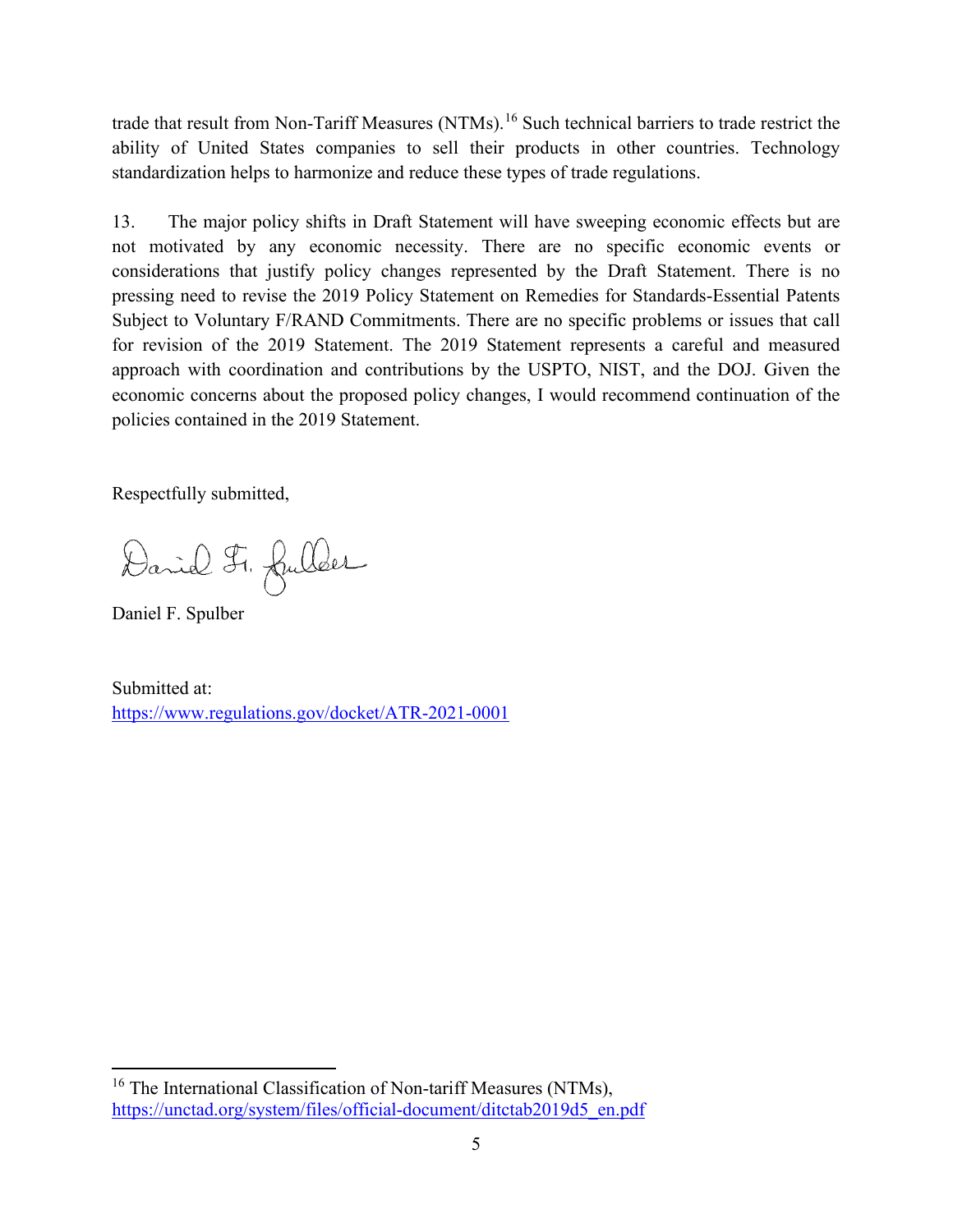trade that result from Non-Tariff Measures (NTMs).[16] Such technical barriers to trade restrict the ability of United States companies to sell their products in other countries. Technology standardization helps to harmonize and reduce these types of trade regulations.

13. The major policy shifts in Draft Statement will have sweeping economic effects but are not motivated by any economic necessity. There are no specific economic events or considerations that justify policy changes represented by the Draft Statement. There is no pressing need to revise the 2019 Policy Statement on Remedies for Standards-Essential Patents Subject to Voluntary F/RAND Commitments. There are no specific problems or issues that call for revision of the 2019 Statement. The 2019 Statement represents a careful and measured approach with coordination and contributions by the USPTO, NIST, and the DOJ. Given the economic concerns about the proposed policy changes, I would recommend continuation of the policies contained in the 2019 Statement.

Respectfully submitted,

Daniel F. Spulber

Submitted at:
https://www.regulations.gov/docket/ATR-2021-0001

[16] The International Classification of Non-tariff Measures (NTMs), https://unctad.org/system/files/official-document/ditctab2019d5_en.pdf